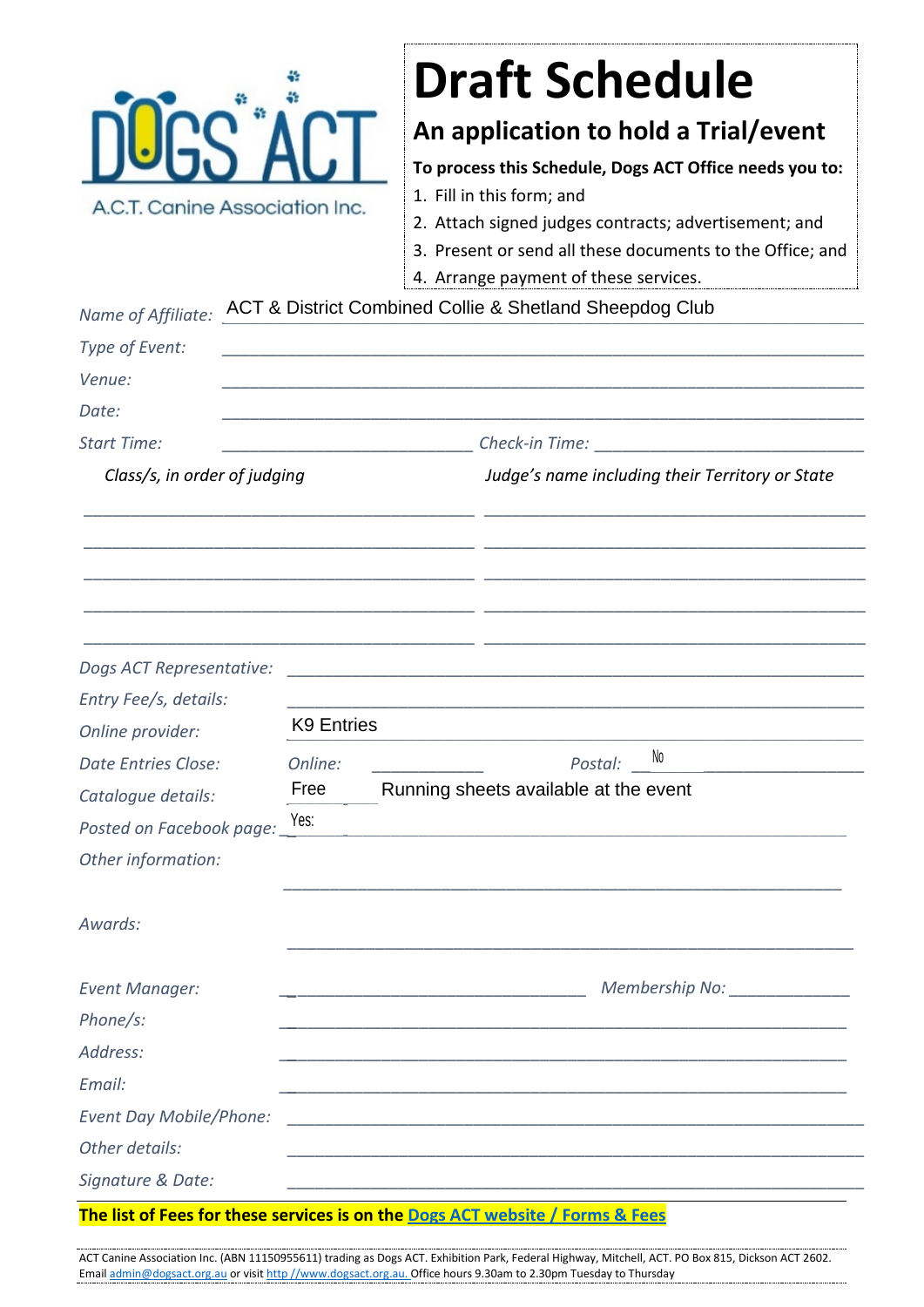DOGS ACT

A.C.T. Canine Association Inc.

# Draft Schedule

## An application to hold a Trial/event

**To process this Schedule, Dogs ACT Office needs you to:**

1. Fill in this form; and
2. Attach signed judges contracts; advertisement; and
3. Present or send all these documents to the Office; and
4. Arrange payment of these services.

*Name of Affiliate:* ACT & District Combined Collie & Shetland Sheepdog Club

*Type of Event:* ____________________

*Venue:* ____________________

*Date:* ____________________

*Start Time:* ____________________ *Check-in Time:* ____________________

| *Class/s, in order of judging* | *Judge's name including their Territory or State* |
|---|---|
| | |
| | |
| | |
| | |
| | |

*Dogs ACT Representative:* ____________________

*Entry Fee/s, details:* ____________________

*Online provider:* K9 Entries

*Date Entries Close:* *Online:* ____________ *Postal:* No

*Catalogue details:* Free Running sheets available at the event

*Posted on Facebook page:* Yes:

*Other information:* ____________________

*Awards:* ____________________

*Event Manager:* ____________________ *Membership No:* ____________

*Phone/s:* ____________________

*Address:* ____________________

*Email:* ____________________

*Event Day Mobile/Phone:* ____________________

*Other details:* ____________________

*Signature & Date:* ____________________

**The list of Fees for these services is on the [Dogs ACT website / Forms & Fees](#)**

ACT Canine Association Inc. (ABN 11150955611) trading as Dogs ACT. Exhibition Park, Federal Highway, Mitchell, ACT. PO Box 815, Dickson ACT 2602. Email admin@dogsact.org.au or visit http //www.dogsact.org.au. Office hours 9.30am to 2.30pm Tuesday to Thursday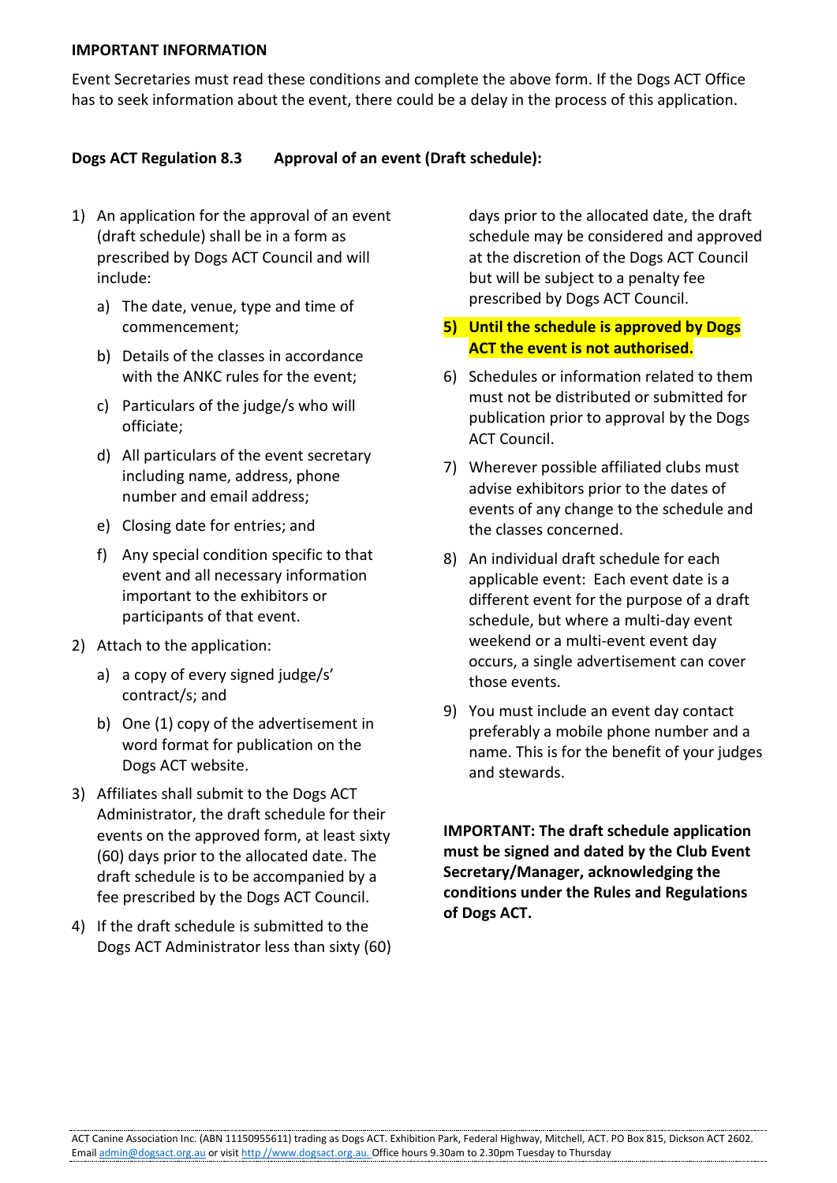**IMPORTANT INFORMATION**

Event Secretaries must read these conditions and complete the above form. If the Dogs ACT Office has to seek information about the event, there could be a delay in the process of this application.

**Dogs ACT Regulation 8.3 Approval of an event (Draft schedule):**

1) An application for the approval of an event (draft schedule) shall be in a form as prescribed by Dogs ACT Council and will include:
   a) The date, venue, type and time of commencement;
   b) Details of the classes in accordance with the ANKC rules for the event;
   c) Particulars of the judge/s who will officiate;
   d) All particulars of the event secretary including name, address, phone number and email address;
   e) Closing date for entries; and
   f) Any special condition specific to that event and all necessary information important to the exhibitors or participants of that event.
2) Attach to the application:
   a) a copy of every signed judge/s' contract/s; and
   b) One (1) copy of the advertisement in word format for publication on the Dogs ACT website.
3) Affiliates shall submit to the Dogs ACT Administrator, the draft schedule for their events on the approved form, at least sixty (60) days prior to the allocated date. The draft schedule is to be accompanied by a fee prescribed by the Dogs ACT Council.
4) If the draft schedule is submitted to the Dogs ACT Administrator less than sixty (60) days prior to the allocated date, the draft schedule may be considered and approved at the discretion of the Dogs ACT Council but will be subject to a penalty fee prescribed by Dogs ACT Council.
5) **Until the schedule is approved by Dogs ACT the event is not authorised.**
6) Schedules or information related to them must not be distributed or submitted for publication prior to approval by the Dogs ACT Council.
7) Wherever possible affiliated clubs must advise exhibitors prior to the dates of events of any change to the schedule and the classes concerned.
8) An individual draft schedule for each applicable event: Each event date is a different event for the purpose of a draft schedule, but where a multi-day event weekend or a multi-event event day occurs, a single advertisement can cover those events.
9) You must include an event day contact preferably a mobile phone number and a name. This is for the benefit of your judges and stewards.

**IMPORTANT: The draft schedule application must be signed and dated by the Club Event Secretary/Manager, acknowledging the conditions under the Rules and Regulations of Dogs ACT.**

ACT Canine Association Inc. (ABN 11150955611) trading as Dogs ACT. Exhibition Park, Federal Highway, Mitchell, ACT. PO Box 815, Dickson ACT 2602. Email admin@dogsact.org.au or visit http //www.dogsact.org.au. Office hours 9.30am to 2.30pm Tuesday to Thursday